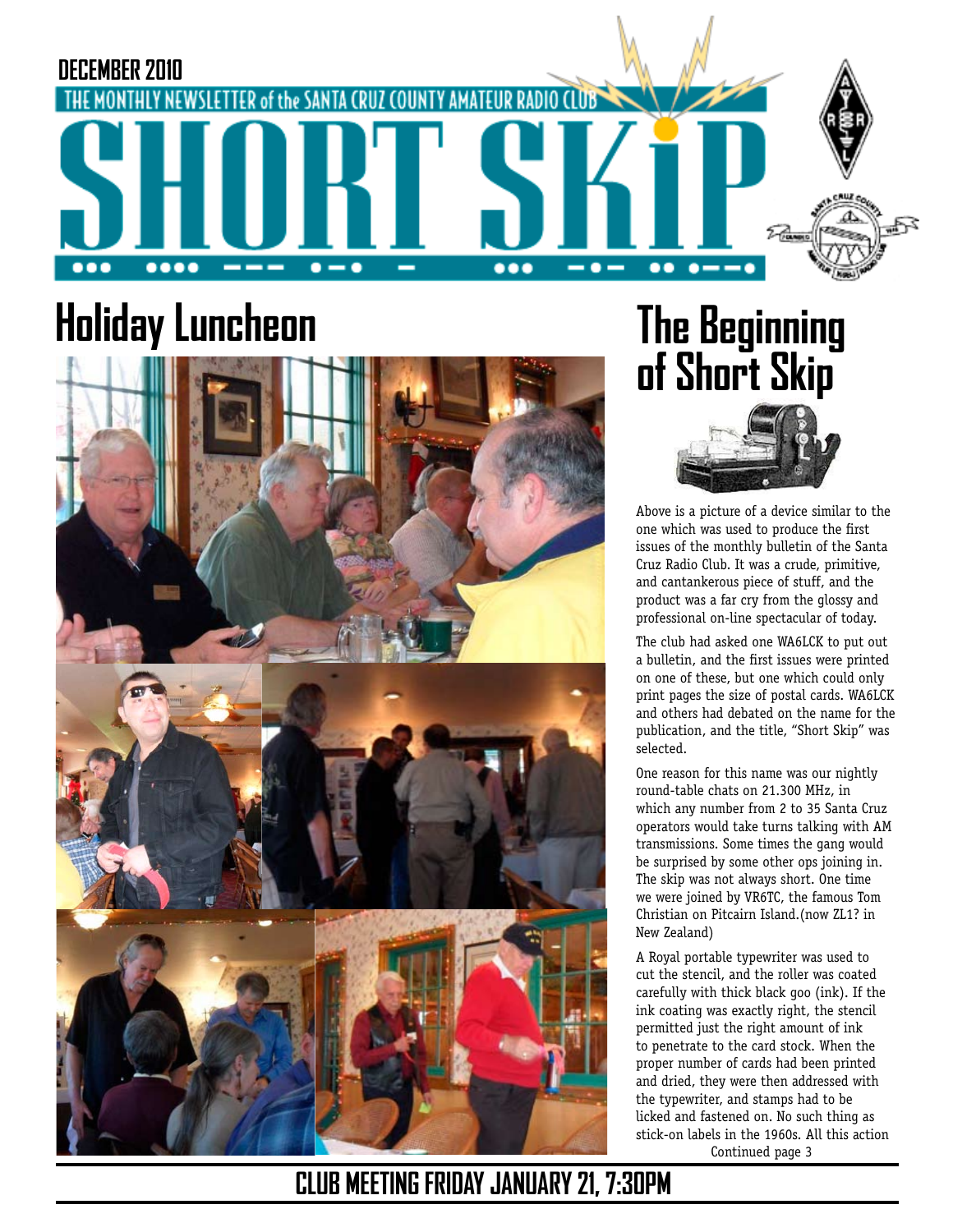DECEMBER 2010

THE MONTHLY NEWSLETTER of the SANTA CRUZ COUNTY AMATEUR RADIO CLUB

# SHORT SKiP

## Holiday Luncheon

## The Beginning of Short Skip

Above is a picture of a device similar to the one which was used to produce the first issues of the monthly bulletin of the Santa Cruz Radio Club. It was a crude, primitive, and cantankerous piece of stuff, and the product was a far cry from the glossy and professional on-line spectacular of today.

The club had asked one WA6LCK to put out a bulletin, and the first issues were printed on one of these, but one which could only print pages the size of postal cards. WA6LCK and others had debated on the name for the publication, and the title, "Short Skip" was selected.

One reason for this name was our nightly round-table chats on 21.300 MHz, in which any number from 2 to 35 Santa Cruz operators would take turns talking with AM transmissions. Some times the gang would be surprised by some other ops joining in. The skip was not always short. One time we were joined by VR6TC, the famous Tom Christian on Pitcairn Island.(now ZL1? in New Zealand)

A Royal portable typewriter was used to cut the stencil, and the roller was coated carefully with thick black goo (ink). If the ink coating was exactly right, the stencil permitted just the right amount of ink to penetrate to the card stock. When the proper number of cards had been printed and dried, they were then addressed with the typewriter, and stamps had to be licked and fastened on. No such thing as stick-on labels in the 1960s. All this action

Continued page 3

**CLUB MEETING FRIDAY JANUARY 21, 7:30PM**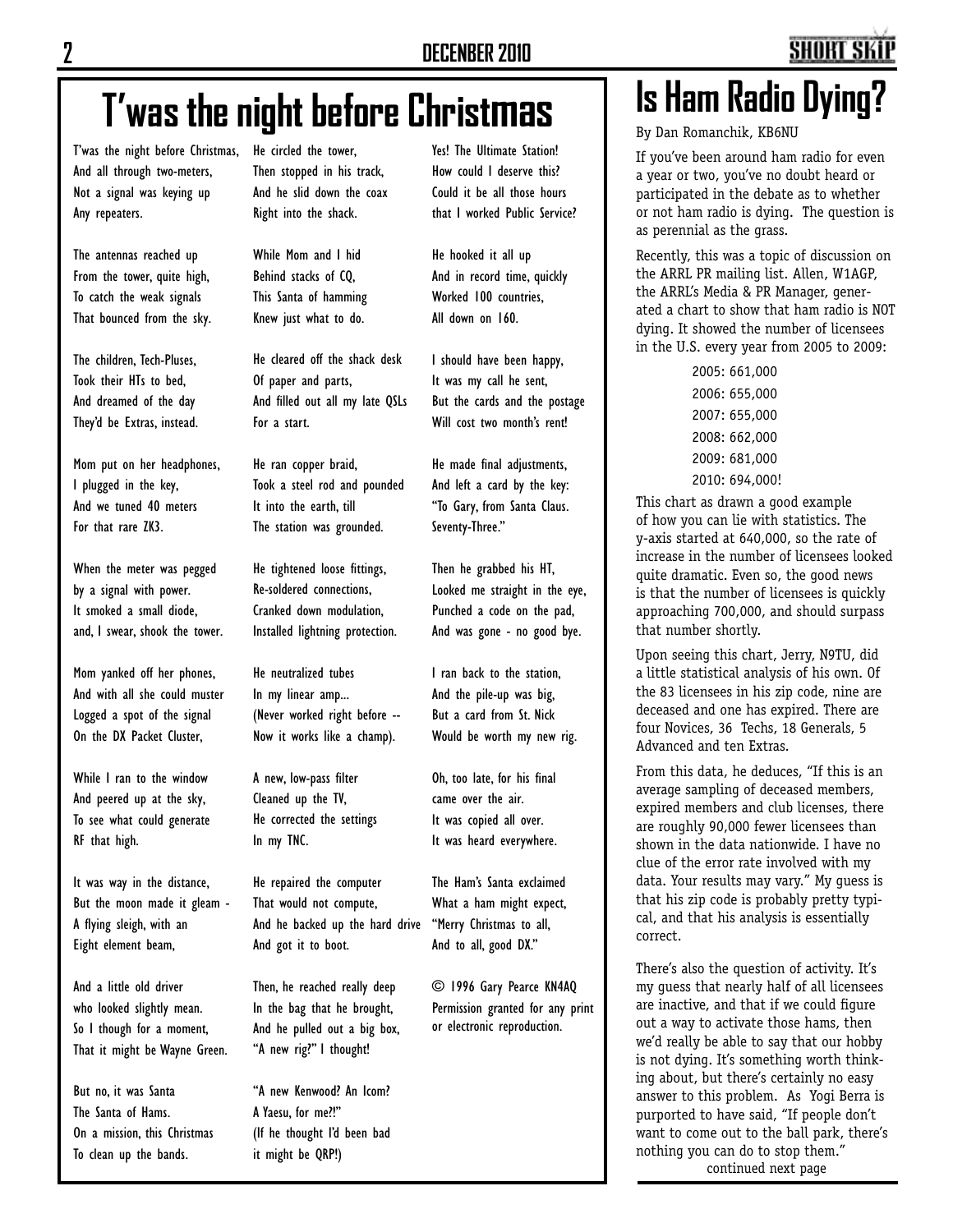# T'was the night before Christmas

T'was the night before Christmas,
And all through two-meters,
Not a signal was keying up
Any repeaters.

The antennas reached up
From the tower, quite high,
To catch the weak signals
That bounced from the sky.

The children, Tech-Pluses,
Took their HTs to bed,
And dreamed of the day
They'd be Extras, instead.

Mom put on her headphones,
I plugged in the key,
And we tuned 40 meters
For that rare ZK3.

When the meter was pegged
by a signal with power.
It smoked a small diode,
and, I swear, shook the tower.

Mom yanked off her phones,
And with all she could muster
Logged a spot of the signal
On the DX Packet Cluster,

While I ran to the window
And peered up at the sky,
To see what could generate
RF that high.

It was way in the distance,
But the moon made it gleam -
A flying sleigh, with an
Eight element beam,

And a little old driver
who looked slightly mean.
So I though for a moment,
That it might be Wayne Green.

But no, it was Santa
The Santa of Hams.
On a mission, this Christmas
To clean up the bands.

He circled the tower,
Then stopped in his track,
And he slid down the coax
Right into the shack.

While Mom and I hid
Behind stacks of CQ,
This Santa of hamming
Knew just what to do.

He cleared off the shack desk
Of paper and parts,
And filled out all my late QSLs
For a start.

He ran copper braid,
Took a steel rod and pounded
It into the earth, till
The station was grounded.

He tightened loose fittings,
Re-soldered connections,
Cranked down modulation,
Installed lightning protection.

He neutralized tubes
In my linear amp...
(Never worked right before --
Now it works like a champ).

A new, low-pass filter
Cleaned up the TV,
He corrected the settings
In my TNC.

He repaired the computer
That would not compute,
And he backed up the hard drive
And got it to boot.

Then, he reached really deep
In the bag that he brought,
And he pulled out a big box,
"A new rig?" I thought!

"A new Kenwood? An Icom?
A Yaesu, for me?!"
(If he thought I'd been bad
it might be QRP!)

Yes! The Ultimate Station!
How could I deserve this?
Could it be all those hours
that I worked Public Service?

He hooked it all up
And in record time, quickly
Worked 100 countries,
All down on 160.

I should have been happy,
It was my call he sent,
But the cards and the postage
Will cost two month's rent!

He made final adjustments,
And left a card by the key:
"To Gary, from Santa Claus.
Seventy-Three."

Then he grabbed his HT,
Looked me straight in the eye,
Punched a code on the pad,
And was gone - no good bye.

I ran back to the station,
And the pile-up was big,
But a card from St. Nick
Would be worth my new rig.

Oh, too late, for his final
came over the air.
It was copied all over.
It was heard everywhere.

The Ham's Santa exclaimed
What a ham might expect,
"Merry Christmas to all,
And to all, good DX."

© 1996 Gary Pearce KN4AQ
Permission granted for any print or electronic reproduction.

# Is Ham Radio Dying?

By Dan Romanchik, KB6NU

If you've been around ham radio for even a year or two, you've no doubt heard or participated in the debate as to whether or not ham radio is dying. The question is as perennial as the grass.

Recently, this was a topic of discussion on the ARRL PR mailing list. Allen, W1AGP, the ARRL's Media & PR Manager, generated a chart to show that ham radio is NOT dying. It showed the number of licensees in the U.S. every year from 2005 to 2009:

2005: 661,000
2006: 655,000
2007: 655,000
2008: 662,000
2009: 681,000
2010: 694,000!

This chart as drawn a good example of how you can lie with statistics. The y-axis started at 640,000, so the rate of increase in the number of licensees looked quite dramatic. Even so, the good news is that the number of licensees is quickly approaching 700,000, and should surpass that number shortly.

Upon seeing this chart, Jerry, N9TU, did a little statistical analysis of his own. Of the 83 licensees in his zip code, nine are deceased and one has expired. There are four Novices, 36 Techs, 18 Generals, 5 Advanced and ten Extras.

From this data, he deduces, "If this is an average sampling of deceased members, expired members and club licenses, there are roughly 90,000 fewer licensees than shown in the data nationwide. I have no clue of the error rate involved with my data. Your results may vary." My guess is that his zip code is probably pretty typical, and that his analysis is essentially correct.

There's also the question of activity. It's my guess that nearly half of all licensees are inactive, and that if we could figure out a way to activate those hams, then we'd really be able to say that our hobby is not dying. It's something worth thinking about, but there's certainly no easy answer to this problem. As Yogi Berra is purported to have said, "If people don't want to come out to the ball park, there's nothing you can do to stop them."

continued next page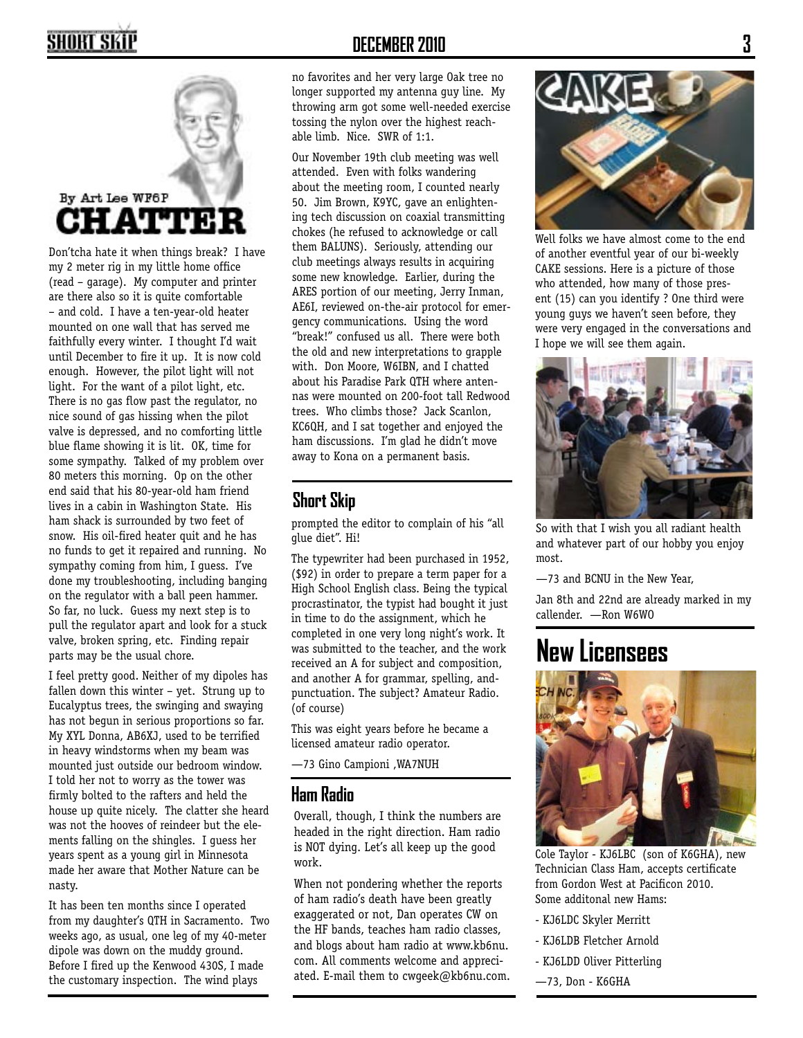By Art Lee WF6P

# CHATTER

Don'tcha hate it when things break? I have my 2 meter rig in my little home office (read – garage). My computer and printer are there also so it is quite comfortable – and cold. I have a ten-year-old heater mounted on one wall that has served me faithfully every winter. I thought I'd wait until December to fire it up. It is now cold enough. However, the pilot light will not light. For the want of a pilot light, etc. There is no gas flow past the regulator, no nice sound of gas hissing when the pilot valve is depressed, and no comforting little blue flame showing it is lit. OK, time for some sympathy. Talked of my problem over 80 meters this morning. Op on the other end said that his 80-year-old ham friend lives in a cabin in Washington State. His ham shack is surrounded by two feet of snow. His oil-fired heater quit and he has no funds to get it repaired and running. No sympathy coming from him, I guess. I've done my troubleshooting, including banging on the regulator with a ball peen hammer. So far, no luck. Guess my next step is to pull the regulator apart and look for a stuck valve, broken spring, etc. Finding repair parts may be the usual chore.

I feel pretty good. Neither of my dipoles has fallen down this winter – yet. Strung up to Eucalyptus trees, the swinging and swaying has not begun in serious proportions so far. My XYL Donna, AB6XJ, used to be terrified in heavy windstorms when my beam was mounted just outside our bedroom window. I told her not to worry as the tower was firmly bolted to the rafters and held the house up quite nicely. The clatter she heard was not the hooves of reindeer but the elements falling on the shingles. I guess her years spent as a young girl in Minnesota made her aware that Mother Nature can be nasty.

It has been ten months since I operated from my daughter's QTH in Sacramento. Two weeks ago, as usual, one leg of my 40-meter dipole was down on the muddy ground. Before I fired up the Kenwood 430S, I made the customary inspection. The wind plays no favorites and her very large Oak tree no longer supported my antenna guy line. My throwing arm got some well-needed exercise tossing the nylon over the highest reachable limb. Nice. SWR of 1:1.

Our November 19th club meeting was well attended. Even with folks wandering about the meeting room, I counted nearly 50. Jim Brown, K9YC, gave an enlightening tech discussion on coaxial transmitting chokes (he refused to acknowledge or call them BALUNS). Seriously, attending our club meetings always results in acquiring some new knowledge. Earlier, during the ARES portion of our meeting, Jerry Inman, AE6I, reviewed on-the-air protocol for emergency communications. Using the word "break!" confused us all. There were both the old and new interpretations to grapple with. Don Moore, W6IBN, and I chatted about his Paradise Park QTH where antennas were mounted on 200-foot tall Redwood trees. Who climbs those? Jack Scanlon, KC6QH, and I sat together and enjoyed the ham discussions. I'm glad he didn't move away to Kona on a permanent basis.

## Short Skip

prompted the editor to complain of his "all glue diet". Hi!

The typewriter had been purchased in 1952, ($92) in order to prepare a term paper for a High School English class. Being the typical procrastinator, the typist had bought it just in time to do the assignment, which he completed in one very long night's work. It was submitted to the teacher, and the work received an A for subject and composition, and another A for grammar, spelling, and punctuation. The subject? Amateur Radio. (of course)

This was eight years before he became a licensed amateur radio operator.

—73 Gino Campioni ,WA7NUH

## Ham Radio

Overall, though, I think the numbers are headed in the right direction. Ham radio is NOT dying. Let's all keep up the good work.

When not pondering whether the reports of ham radio's death have been greatly exaggerated or not, Dan operates CW on the HF bands, teaches ham radio classes, and blogs about ham radio at www.kb6nu.com. All comments welcome and appreciated. E-mail them to cwgeek@kb6nu.com.

Well folks we have almost come to the end of another eventful year of our bi-weekly CAKE sessions. Here is a picture of those who attended, how many of those present (15) can you identify ? One third were young guys we haven't seen before, they were very engaged in the conversations and I hope we will see them again.

So with that I wish you all radiant health and whatever part of our hobby you enjoy most.

—73 and BCNU in the New Year,

Jan 8th and 22nd are already marked in my callender. —Ron W6WO

# New Licensees

Cole Taylor - KJ6LBC (son of K6GHA), new Technician Class Ham, accepts certificate from Gordon West at Pacificon 2010.

Some additonal new Hams:

- KJ6LDC Skyler Merritt
- KJ6LDB Fletcher Arnold
- KJ6LDD Oliver Pitterling

—73, Don - K6GHA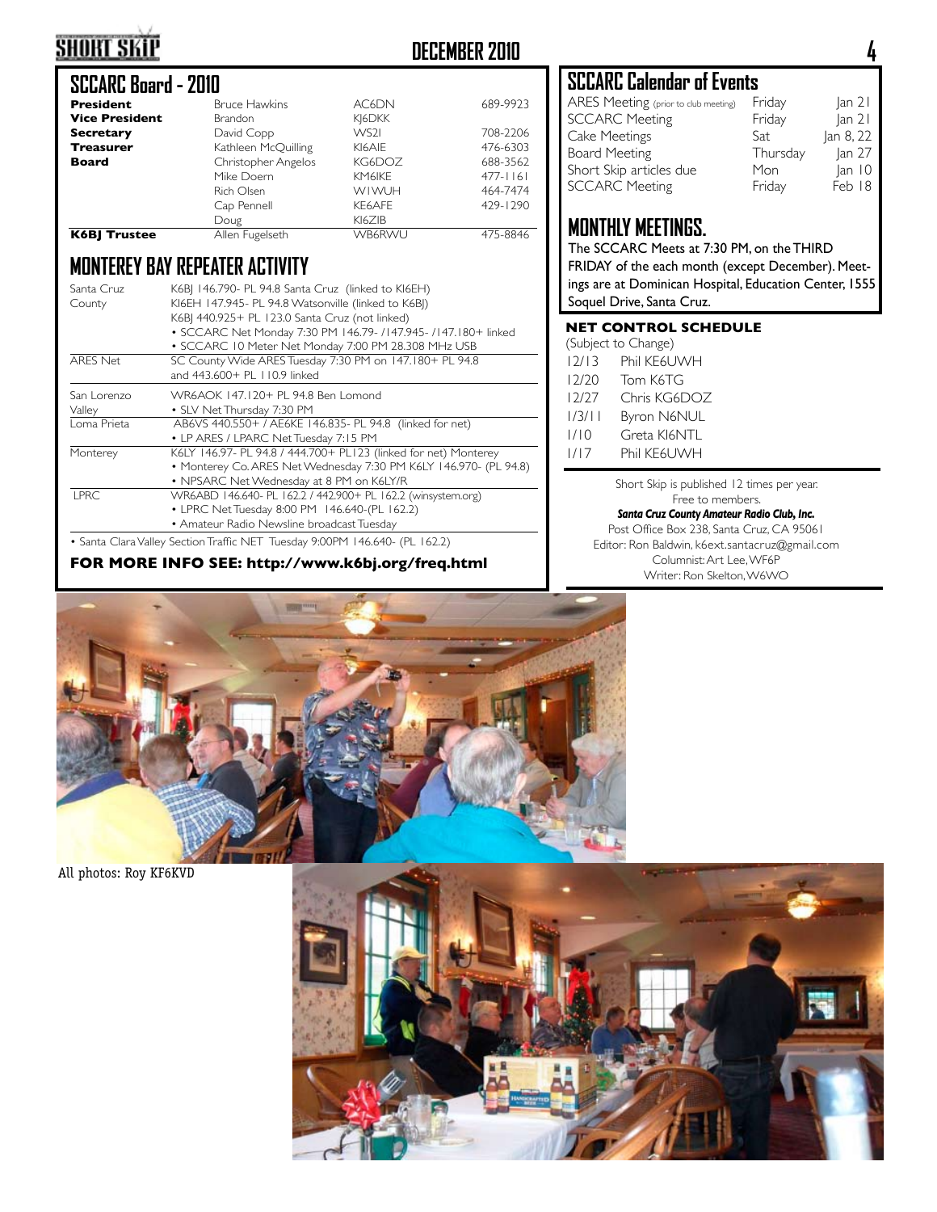## SCCARC Board - 2010

| | | | |
|---|---|---|---|
| **President** | Bruce Hawkins | AC6DN | 689-9923 |
| **Vice President** | Brandon | KJ6DKK | |
| **Secretary** | David Copp | WS2I | 708-2206 |
| **Treasurer** | Kathleen McQuilling | KI6AIE | 476-6303 |
| **Board** | Christopher Angelos | KG6DOZ | 688-3562 |
| | Mike Doern | KM6IKE | 477-1161 |
| | Rich Olsen | W1WUH | 464-7474 |
| | Cap Pennell | KE6AFE | 429-1290 |
| | Doug | KI6ZIB | |
| **K6BJ Trustee** | Allen Fugelseth | WB6RWU | 475-8846 |

## MONTEREY BAY REPEATER ACTIVITY

| | |
|---|---|
| Santa Cruz County | K6BJ 146.790- PL 94.8 Santa Cruz (linked to KI6EH)<br>KI6EH 147.945- PL 94.8 Watsonville (linked to K6BJ)<br>K6BJ 440.925+ PL 123.0 Santa Cruz (not linked)<br>• SCCARC Net Monday 7:30 PM 146.79- /147.945- /147.180+ linked<br>• SCCARC 10 Meter Net Monday 7:00 PM 28.308 MHz USB |
| ARES Net | SC County Wide ARES Tuesday 7:30 PM on 147.180+ PL 94.8 and 443.600+ PL 110.9 linked |
| San Lorenzo Valley | WR6AOK 147.120+ PL 94.8 Ben Lomond<br>• SLV Net Thursday 7:30 PM |
| Loma Prieta | AB6VS 440.550+ / AE6KE 146.835- PL 94.8 (linked for net)<br>• LP ARES / LPARC Net Tuesday 7:15 PM |
| Monterey | K6LY 146.97- PL 94.8 / 444.700+ PL123 (linked for net) Monterey<br>• Monterey Co. ARES Net Wednesday 7:30 PM K6LY 146.970- (PL 94.8)<br>• NPSARC Net Wednesday at 8 PM on K6LY/R |
| LPRC | WR6ABD 146.640- PL 162.2 / 442.900+ PL 162.2 (winsystem.org)<br>• LPRC Net Tuesday 8:00 PM 146.640-(PL 162.2)<br>• Amateur Radio Newsline broadcast Tuesday |

• Santa Clara Valley Section Traffic NET Tuesday 9:00PM 146.640- (PL 162.2)

**FOR MORE INFO SEE: http://www.k6bj.org/freq.html**

## SCCARC Calendar of Events

| | | |
|---|---|---|
| ARES Meeting (prior to club meeting) | Friday | Jan 21 |
| SCCARC Meeting | Friday | Jan 21 |
| Cake Meetings | Sat | Jan 8, 22 |
| Board Meeting | Thursday | Jan 27 |
| Short Skip articles due | Mon | Jan 10 |
| SCCARC Meeting | Friday | Feb 18 |

## MONTHLY MEETINGS.

The SCCARC Meets at 7:30 PM, on the THIRD FRIDAY of the each month (except December). Meetings are at Dominican Hospital, Education Center, 1555 Soquel Drive, Santa Cruz.

### NET CONTROL SCHEDULE

(Subject to Change)

| | |
|---|---|
| 12/13 | Phil KE6UWH |
| 12/20 | Tom K6TG |
| 12/27 | Chris KG6DOZ |
| 1/3/11 | Byron N6NUL |
| 1/10 | Greta KI6NTL |
| 1/17 | Phil KE6UWH |

Short Skip is published 12 times per year.
Free to members.
***Santa Cruz County Amateur Radio Club, Inc.***
Post Office Box 238, Santa Cruz, CA 95061
Editor: Ron Baldwin, k6ext.santacruz@gmail.com
Columnist: Art Lee, WF6P
Writer: Ron Skelton, W6WO

All photos: Roy KF6KVD